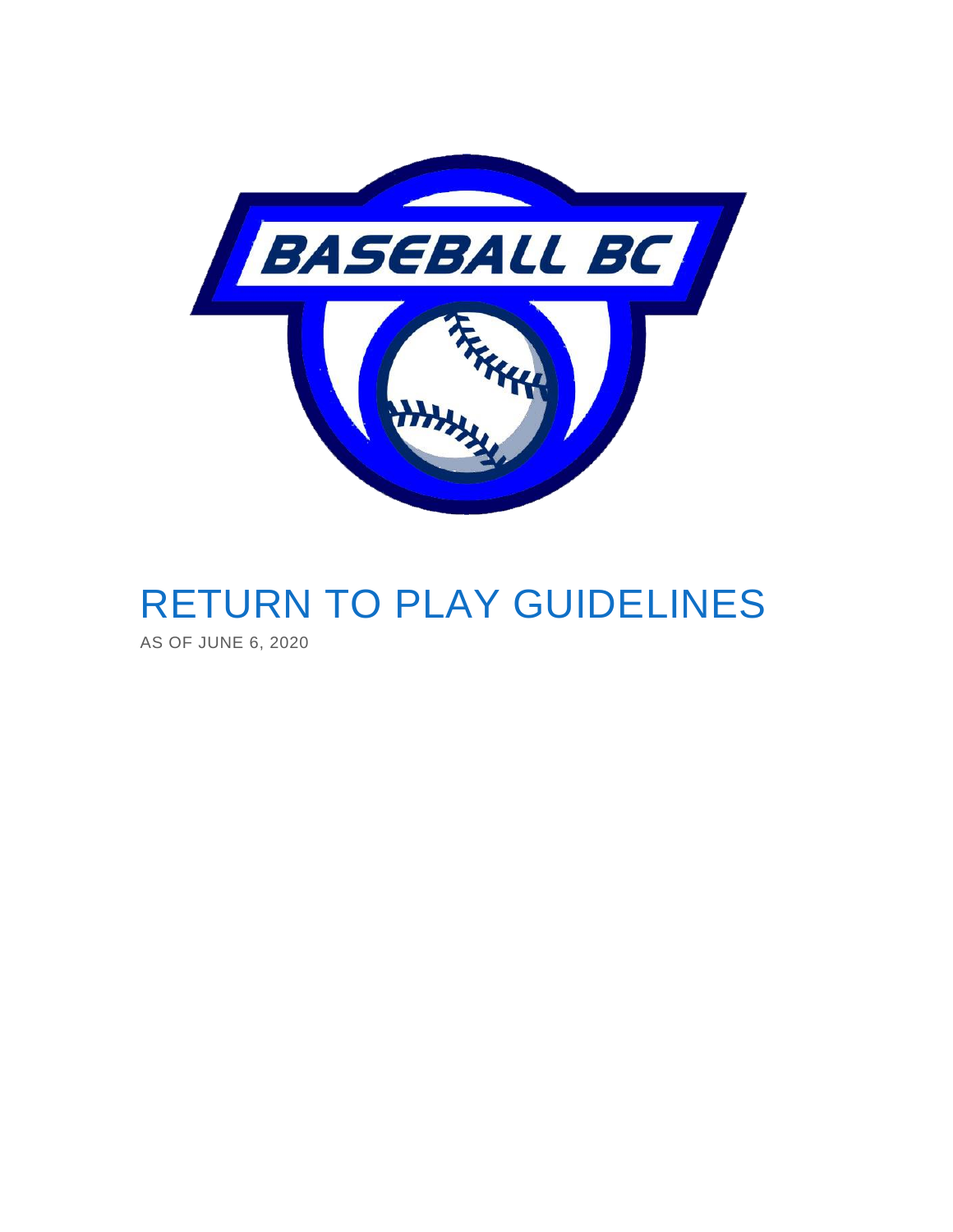# RETURN TO PLAY GUIDELINES

AS OF JUNE 6, 2020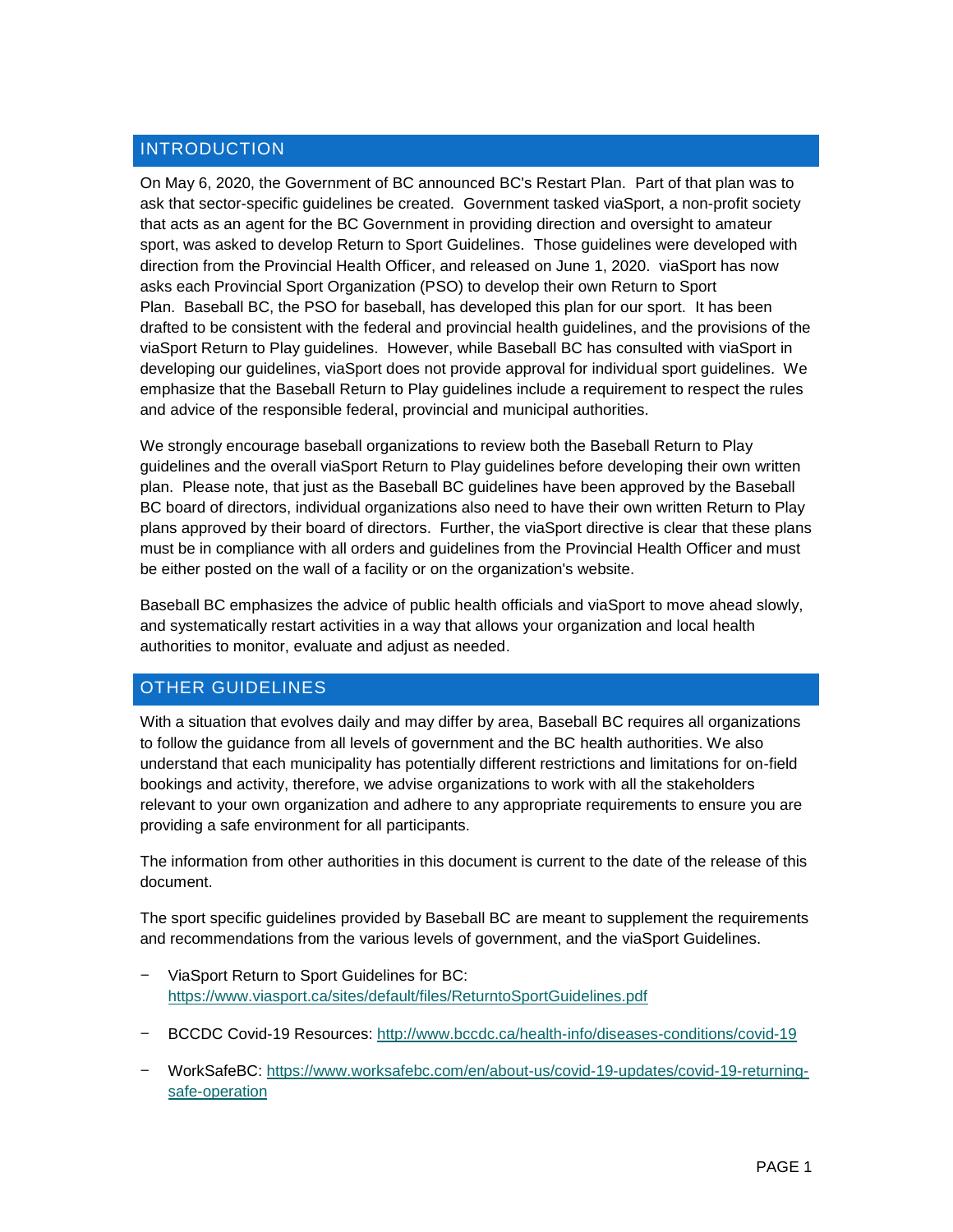## INTRODUCTION

On May 6, 2020, the Government of BC announced BC's Restart Plan. Part of that plan was to ask that sector-specific guidelines be created. Government tasked viaSport, a non-profit society that acts as an agent for the BC Government in providing direction and oversight to amateur sport, was asked to develop Return to Sport Guidelines. Those guidelines were developed with direction from the Provincial Health Officer, and released on June 1, 2020. viaSport has now asks each Provincial Sport Organization (PSO) to develop their own Return to Sport Plan. Baseball BC, the PSO for baseball, has developed this plan for our sport. It has been drafted to be consistent with the federal and provincial health guidelines, and the provisions of the viaSport Return to Play guidelines. However, while Baseball BC has consulted with viaSport in developing our guidelines, viaSport does not provide approval for individual sport guidelines. We emphasize that the Baseball Return to Play guidelines include a requirement to respect the rules and advice of the responsible federal, provincial and municipal authorities.

We strongly encourage baseball organizations to review both the Baseball Return to Play guidelines and the overall viaSport Return to Play guidelines before developing their own written plan. Please note, that just as the Baseball BC guidelines have been approved by the Baseball BC board of directors, individual organizations also need to have their own written Return to Play plans approved by their board of directors. Further, the viaSport directive is clear that these plans must be in compliance with all orders and guidelines from the Provincial Health Officer and must be either posted on the wall of a facility or on the organization's website.

Baseball BC emphasizes the advice of public health officials and viaSport to move ahead slowly, and systematically restart activities in a way that allows your organization and local health authorities to monitor, evaluate and adjust as needed.

## OTHER GUIDELINES

With a situation that evolves daily and may differ by area, Baseball BC requires all organizations to follow the guidance from all levels of government and the BC health authorities. We also understand that each municipality has potentially different restrictions and limitations for on-field bookings and activity, therefore, we advise organizations to work with all the stakeholders relevant to your own organization and adhere to any appropriate requirements to ensure you are providing a safe environment for all participants.

The information from other authorities in this document is current to the date of the release of this document.

The sport specific guidelines provided by Baseball BC are meant to supplement the requirements and recommendations from the various levels of government, and the viaSport Guidelines.

- ViaSport Return to Sport Guidelines for BC: https://www.viasport.ca/sites/default/files/ReturntoSportGuidelines.pdf
- BCCDC Covid-19 Resources: http://www.bccdc.ca/health-info/diseases-conditions/covid-19
- WorkSafeBC: https://www.worksafebc.com/en/about-us/covid-19-updates/covid-19-returning-safe-operation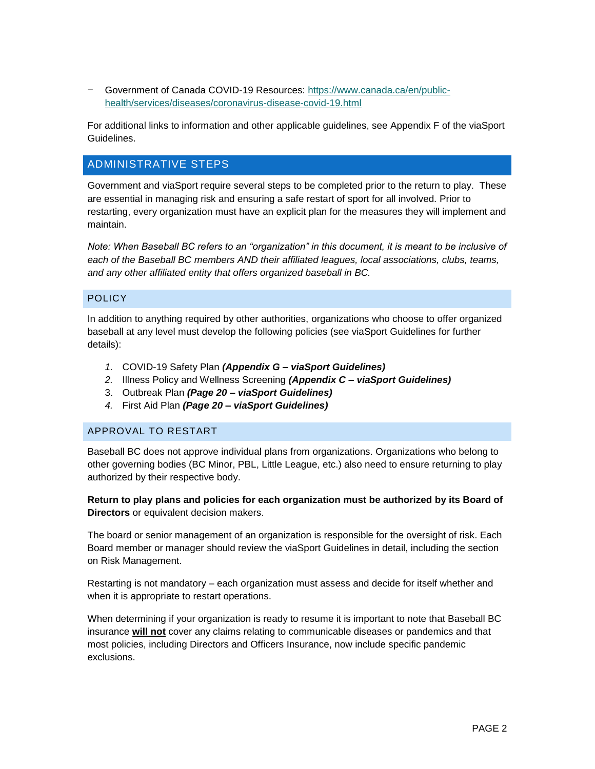- Government of Canada COVID-19 Resources: [https://www.canada.ca/en/public-health/services/diseases/coronavirus-disease-covid-19.html](https://www.canada.ca/en/public-health/services/diseases/coronavirus-disease-covid-19.html)

For additional links to information and other applicable guidelines, see Appendix F of the viaSport Guidelines.

## ADMINISTRATIVE STEPS

Government and viaSport require several steps to be completed prior to the return to play. These are essential in managing risk and ensuring a safe restart of sport for all involved. Prior to restarting, every organization must have an explicit plan for the measures they will implement and maintain.

*Note: When Baseball BC refers to an "organization" in this document, it is meant to be inclusive of each of the Baseball BC members AND their affiliated leagues, local associations, clubs, teams, and any other affiliated entity that offers organized baseball in BC.*

### POLICY

In addition to anything required by other authorities, organizations who choose to offer organized baseball at any level must develop the following policies (see viaSport Guidelines for further details):

1. COVID-19 Safety Plan ***(Appendix G – viaSport Guidelines)***
2. Illness Policy and Wellness Screening ***(Appendix C – viaSport Guidelines)***
3. Outbreak Plan ***(Page 20 – viaSport Guidelines)***
4. First Aid Plan ***(Page 20 – viaSport Guidelines)***

### APPROVAL TO RESTART

Baseball BC does not approve individual plans from organizations. Organizations who belong to other governing bodies (BC Minor, PBL, Little League, etc.) also need to ensure returning to play authorized by their respective body.

**Return to play plans and policies for each organization must be authorized by its Board of Directors** or equivalent decision makers.

The board or senior management of an organization is responsible for the oversight of risk. Each Board member or manager should review the viaSport Guidelines in detail, including the section on Risk Management.

Restarting is not mandatory – each organization must assess and decide for itself whether and when it is appropriate to restart operations.

When determining if your organization is ready to resume it is important to note that Baseball BC insurance **<u>will not</u>** cover any claims relating to communicable diseases or pandemics and that most policies, including Directors and Officers Insurance, now include specific pandemic exclusions.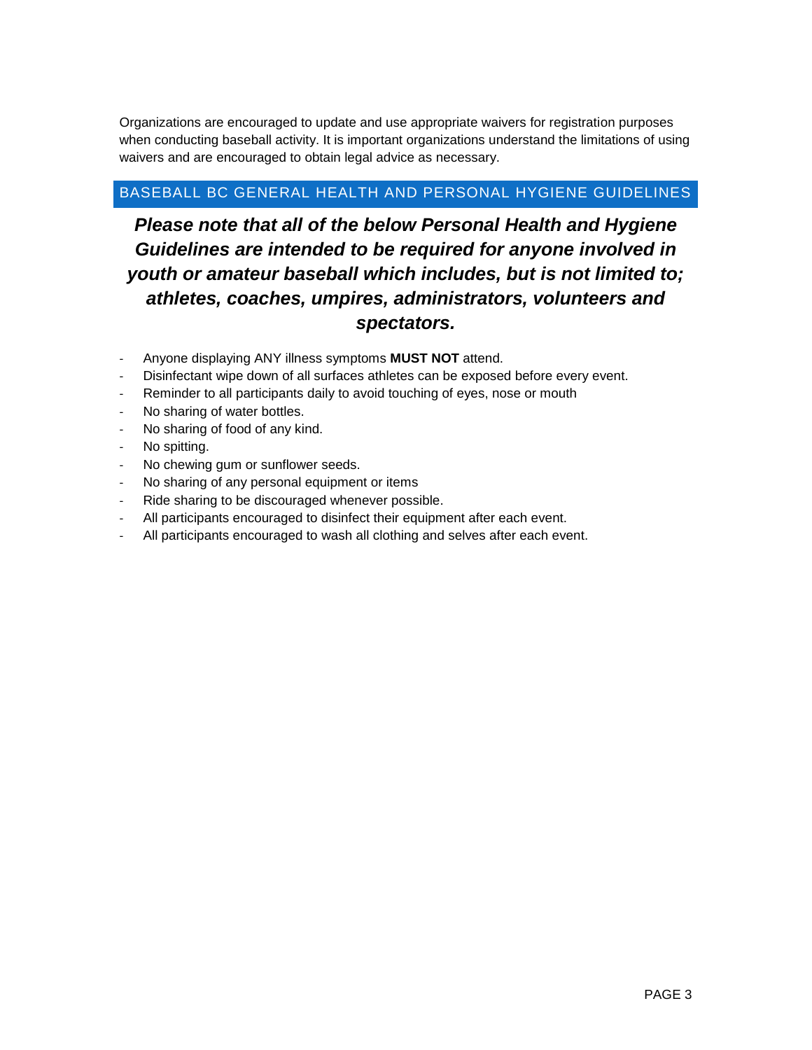Organizations are encouraged to update and use appropriate waivers for registration purposes when conducting baseball activity. It is important organizations understand the limitations of using waivers and are encouraged to obtain legal advice as necessary.

## BASEBALL BC GENERAL HEALTH AND PERSONAL HYGIENE GUIDELINES

***Please note that all of the below Personal Health and Hygiene Guidelines are intended to be required for anyone involved in youth or amateur baseball which includes, but is not limited to; athletes, coaches, umpires, administrators, volunteers and spectators.***

- Anyone displaying ANY illness symptoms **MUST NOT** attend.
- Disinfectant wipe down of all surfaces athletes can be exposed before every event.
- Reminder to all participants daily to avoid touching of eyes, nose or mouth
- No sharing of water bottles.
- No sharing of food of any kind.
- No spitting.
- No chewing gum or sunflower seeds.
- No sharing of any personal equipment or items
- Ride sharing to be discouraged whenever possible.
- All participants encouraged to disinfect their equipment after each event.
- All participants encouraged to wash all clothing and selves after each event.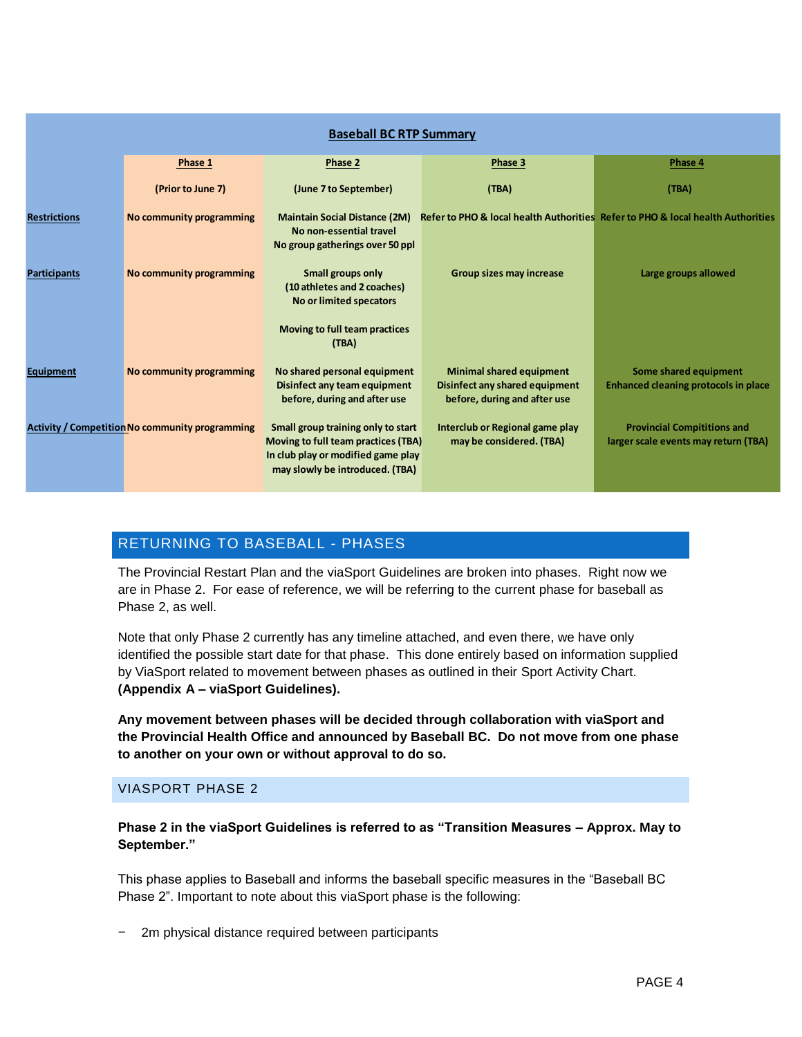| Baseball BC RTP Summary | | | | |
|---|---|---|---|---|
| | **Phase 1** | **Phase 2** | **Phase 3** | **Phase 4** |
| | (Prior to June 7) | (June 7 to September) | (TBA) | (TBA) |
| **Restrictions** | No community programming | Maintain Social Distance (2M)<br>No non-essential travel<br>No group gatherings over 50 ppl | Refer to PHO & local health Authorities | Refer to PHO & local health Authorities |
| **Participants** | No community programming | Small groups only<br>(10 athletes and 2 coaches)<br>No or limited specators<br><br>Moving to full team practices (TBA) | Group sizes may increase | Large groups allowed |
| **Equipment** | No community programming | No shared personal equipment<br>Disinfect any team equipment before, during and after use | Minimal shared equipment<br>Disinfect any shared equipment before, during and after use | Some shared equipment<br>Enhanced cleaning protocols in place |
| **Activity / Competition** | No community programming | Small group training only to start<br>Moving to full team practices (TBA)<br>In club play or modified game play may slowly be introduced. (TBA) | Interclub or Regional game play may be considered. (TBA) | Provincial Compititions and larger scale events may return (TBA) |

## RETURNING TO BASEBALL - PHASES

The Provincial Restart Plan and the viaSport Guidelines are broken into phases. Right now we are in Phase 2. For ease of reference, we will be referring to the current phase for baseball as Phase 2, as well.

Note that only Phase 2 currently has any timeline attached, and even there, we have only identified the possible start date for that phase. This done entirely based on information supplied by ViaSport related to movement between phases as outlined in their Sport Activity Chart. **(Appendix A – viaSport Guidelines).**

**Any movement between phases will be decided through collaboration with viaSport and the Provincial Health Office and announced by Baseball BC. Do not move from one phase to another on your own or without approval to do so.**

### VIASPORT PHASE 2

**Phase 2 in the viaSport Guidelines is referred to as "Transition Measures – Approx. May to September."**

This phase applies to Baseball and informs the baseball specific measures in the "Baseball BC Phase 2". Important to note about this viaSport phase is the following:

- 2m physical distance required between participants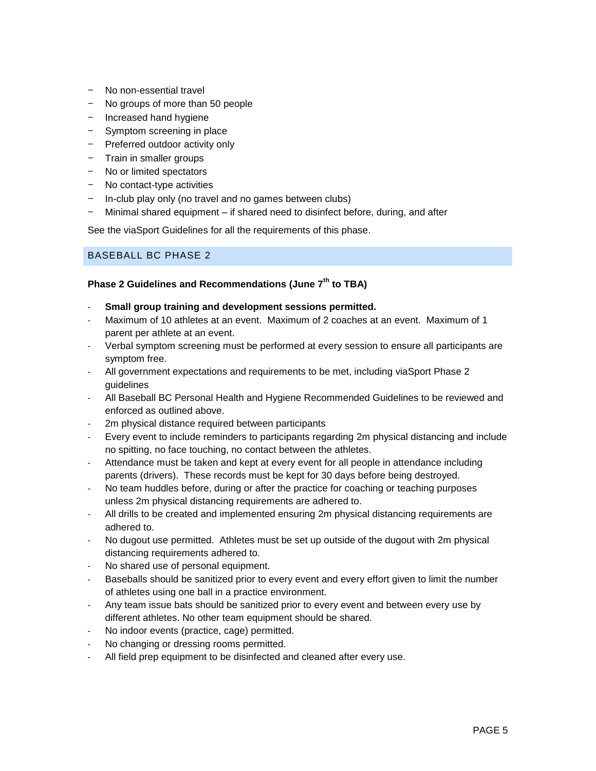- No non-essential travel
- No groups of more than 50 people
- Increased hand hygiene
- Symptom screening in place
- Preferred outdoor activity only
- Train in smaller groups
- No or limited spectators
- No contact-type activities
- In-club play only (no travel and no games between clubs)
- Minimal shared equipment – if shared need to disinfect before, during, and after

See the viaSport Guidelines for all the requirements of this phase.

## BASEBALL BC PHASE 2

**Phase 2 Guidelines and Recommendations (June 7th to TBA)**

- **Small group training and development sessions permitted.**
- Maximum of 10 athletes at an event. Maximum of 2 coaches at an event. Maximum of 1 parent per athlete at an event.
- Verbal symptom screening must be performed at every session to ensure all participants are symptom free.
- All government expectations and requirements to be met, including viaSport Phase 2 guidelines
- All Baseball BC Personal Health and Hygiene Recommended Guidelines to be reviewed and enforced as outlined above.
- 2m physical distance required between participants
- Every event to include reminders to participants regarding 2m physical distancing and include no spitting, no face touching, no contact between the athletes.
- Attendance must be taken and kept at every event for all people in attendance including parents (drivers). These records must be kept for 30 days before being destroyed.
- No team huddles before, during or after the practice for coaching or teaching purposes unless 2m physical distancing requirements are adhered to.
- All drills to be created and implemented ensuring 2m physical distancing requirements are adhered to.
- No dugout use permitted. Athletes must be set up outside of the dugout with 2m physical distancing requirements adhered to.
- No shared use of personal equipment.
- Baseballs should be sanitized prior to every event and every effort given to limit the number of athletes using one ball in a practice environment.
- Any team issue bats should be sanitized prior to every event and between every use by different athletes. No other team equipment should be shared.
- No indoor events (practice, cage) permitted.
- No changing or dressing rooms permitted.
- All field prep equipment to be disinfected and cleaned after every use.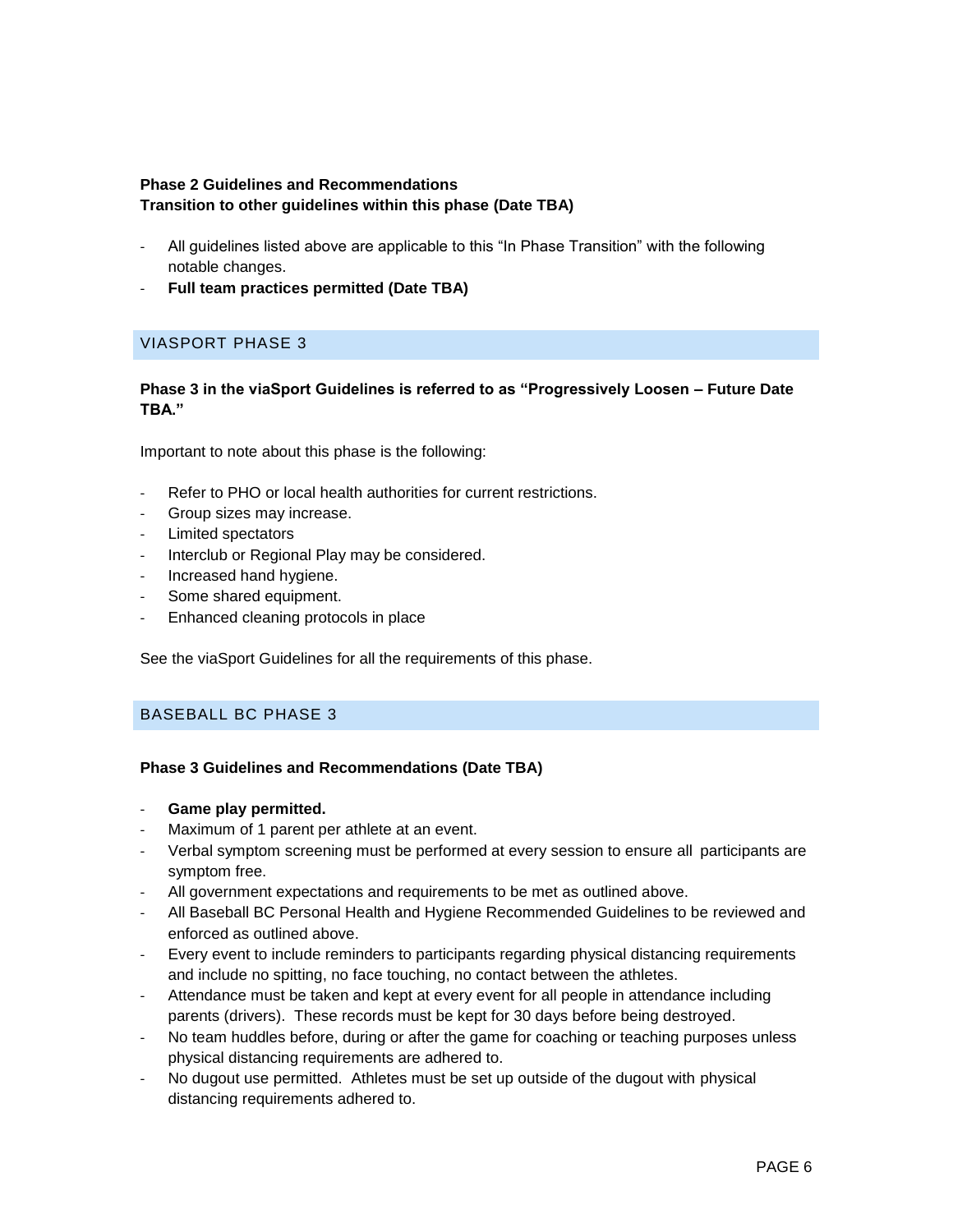**Phase 2 Guidelines and Recommendations**
**Transition to other guidelines within this phase (Date TBA)**

- All guidelines listed above are applicable to this "In Phase Transition" with the following notable changes.
- **Full team practices permitted (Date TBA)**

## VIASPORT PHASE 3

**Phase 3 in the viaSport Guidelines is referred to as "Progressively Loosen – Future Date TBA."**

Important to note about this phase is the following:

- Refer to PHO or local health authorities for current restrictions.
- Group sizes may increase.
- Limited spectators
- Interclub or Regional Play may be considered.
- Increased hand hygiene.
- Some shared equipment.
- Enhanced cleaning protocols in place

See the viaSport Guidelines for all the requirements of this phase.

## BASEBALL BC PHASE 3

**Phase 3 Guidelines and Recommendations (Date TBA)**

- **Game play permitted.**
- Maximum of 1 parent per athlete at an event.
- Verbal symptom screening must be performed at every session to ensure all participants are symptom free.
- All government expectations and requirements to be met as outlined above.
- All Baseball BC Personal Health and Hygiene Recommended Guidelines to be reviewed and enforced as outlined above.
- Every event to include reminders to participants regarding physical distancing requirements and include no spitting, no face touching, no contact between the athletes.
- Attendance must be taken and kept at every event for all people in attendance including parents (drivers). These records must be kept for 30 days before being destroyed.
- No team huddles before, during or after the game for coaching or teaching purposes unless physical distancing requirements are adhered to.
- No dugout use permitted. Athletes must be set up outside of the dugout with physical distancing requirements adhered to.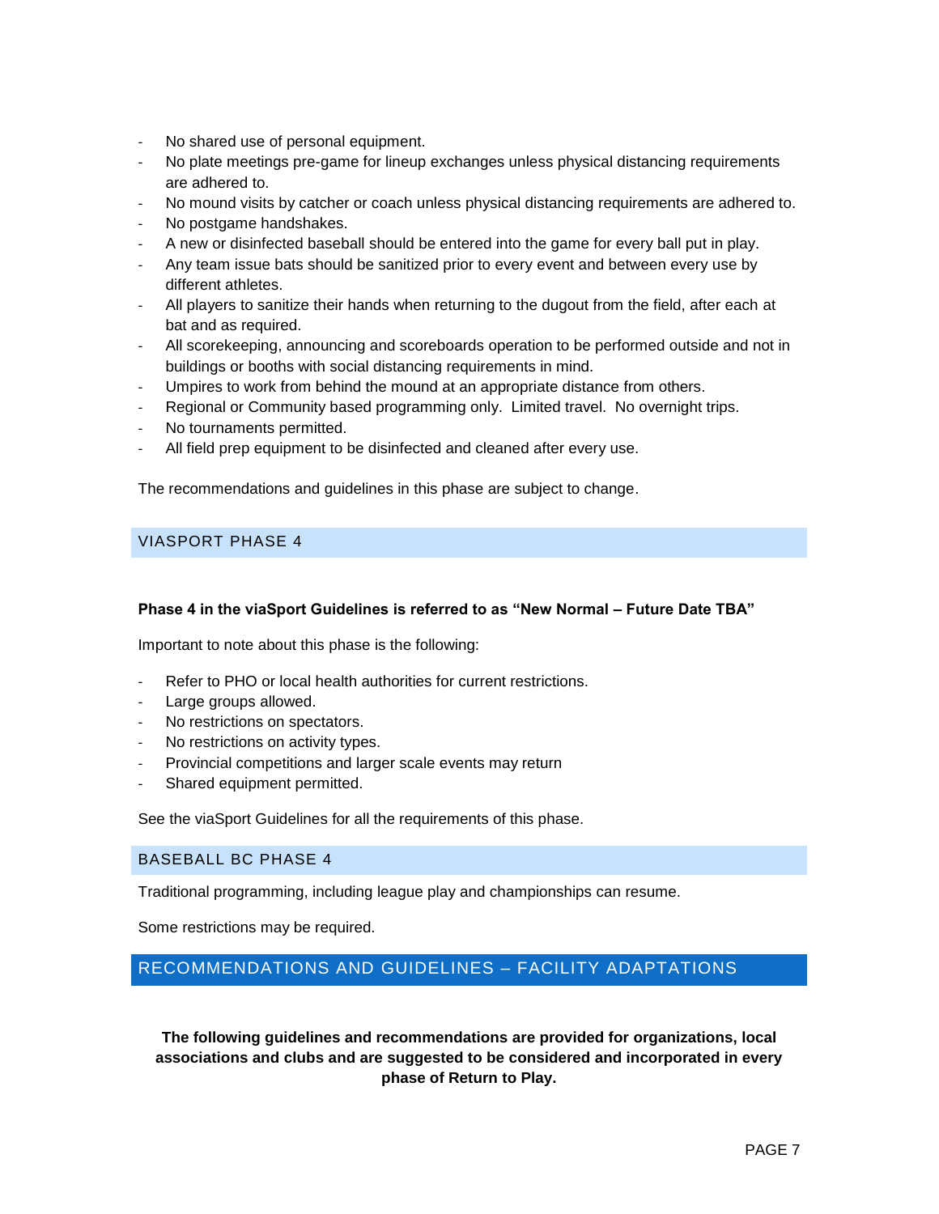- No shared use of personal equipment.
- No plate meetings pre-game for lineup exchanges unless physical distancing requirements are adhered to.
- No mound visits by catcher or coach unless physical distancing requirements are adhered to.
- No postgame handshakes.
- A new or disinfected baseball should be entered into the game for every ball put in play.
- Any team issue bats should be sanitized prior to every event and between every use by different athletes.
- All players to sanitize their hands when returning to the dugout from the field, after each at bat and as required.
- All scorekeeping, announcing and scoreboards operation to be performed outside and not in buildings or booths with social distancing requirements in mind.
- Umpires to work from behind the mound at an appropriate distance from others.
- Regional or Community based programming only. Limited travel. No overnight trips.
- No tournaments permitted.
- All field prep equipment to be disinfected and cleaned after every use.

The recommendations and guidelines in this phase are subject to change.

## VIASPORT PHASE 4

**Phase 4 in the viaSport Guidelines is referred to as "New Normal – Future Date TBA"**

Important to note about this phase is the following:

- Refer to PHO or local health authorities for current restrictions.
- Large groups allowed.
- No restrictions on spectators.
- No restrictions on activity types.
- Provincial competitions and larger scale events may return
- Shared equipment permitted.

See the viaSport Guidelines for all the requirements of this phase.

## BASEBALL BC PHASE 4

Traditional programming, including league play and championships can resume.

Some restrictions may be required.

## RECOMMENDATIONS AND GUIDELINES – FACILITY ADAPTATIONS

**The following guidelines and recommendations are provided for organizations, local associations and clubs and are suggested to be considered and incorporated in every phase of Return to Play.**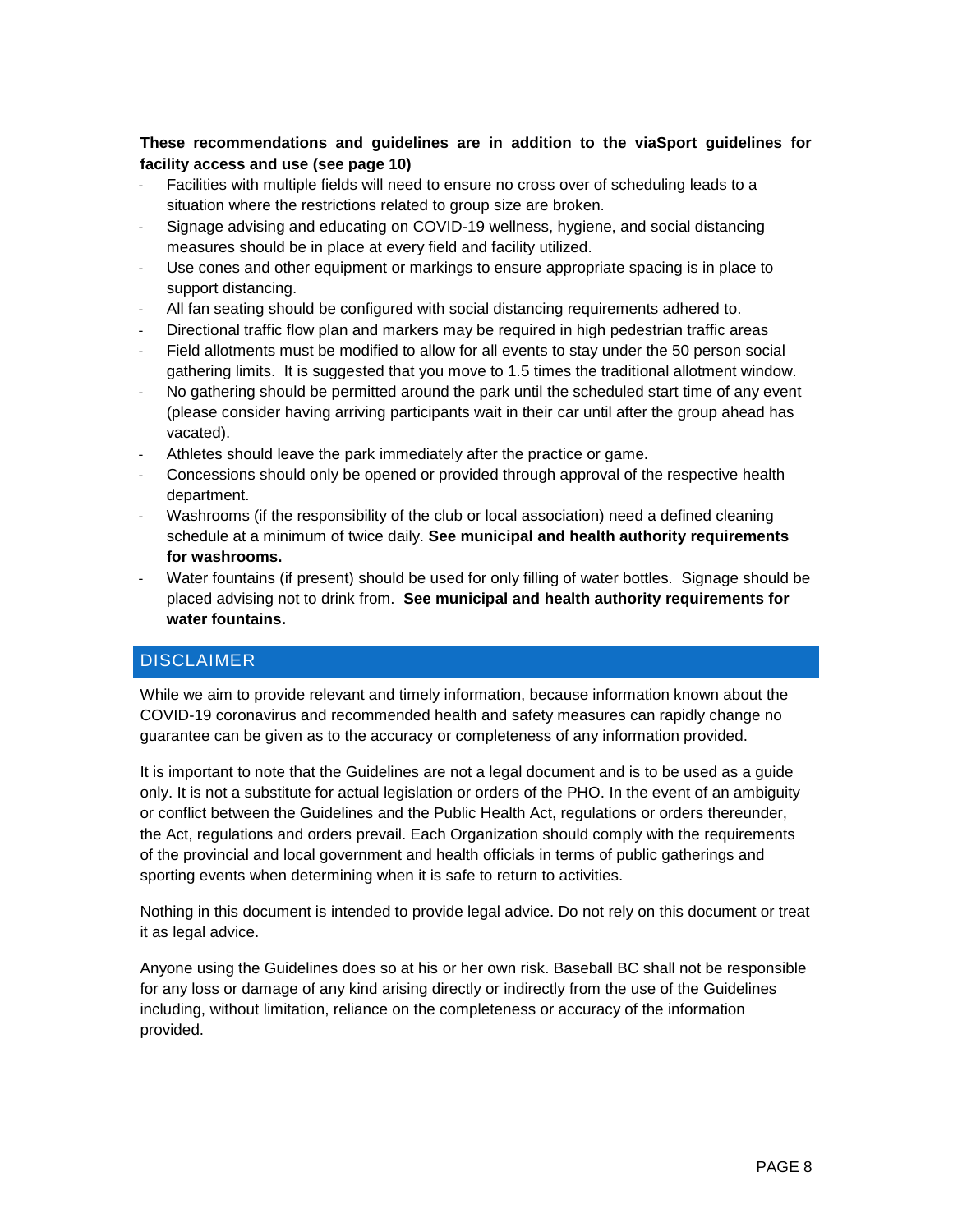**These recommendations and guidelines are in addition to the viaSport guidelines for facility access and use (see page 10)**

- Facilities with multiple fields will need to ensure no cross over of scheduling leads to a situation where the restrictions related to group size are broken.
- Signage advising and educating on COVID-19 wellness, hygiene, and social distancing measures should be in place at every field and facility utilized.
- Use cones and other equipment or markings to ensure appropriate spacing is in place to support distancing.
- All fan seating should be configured with social distancing requirements adhered to.
- Directional traffic flow plan and markers may be required in high pedestrian traffic areas
- Field allotments must be modified to allow for all events to stay under the 50 person social gathering limits. It is suggested that you move to 1.5 times the traditional allotment window.
- No gathering should be permitted around the park until the scheduled start time of any event (please consider having arriving participants wait in their car until after the group ahead has vacated).
- Athletes should leave the park immediately after the practice or game.
- Concessions should only be opened or provided through approval of the respective health department.
- Washrooms (if the responsibility of the club or local association) need a defined cleaning schedule at a minimum of twice daily. **See municipal and health authority requirements for washrooms.**
- Water fountains (if present) should be used for only filling of water bottles. Signage should be placed advising not to drink from. **See municipal and health authority requirements for water fountains.**

## DISCLAIMER

While we aim to provide relevant and timely information, because information known about the COVID-19 coronavirus and recommended health and safety measures can rapidly change no guarantee can be given as to the accuracy or completeness of any information provided.

It is important to note that the Guidelines are not a legal document and is to be used as a guide only. It is not a substitute for actual legislation or orders of the PHO. In the event of an ambiguity or conflict between the Guidelines and the Public Health Act, regulations or orders thereunder, the Act, regulations and orders prevail. Each Organization should comply with the requirements of the provincial and local government and health officials in terms of public gatherings and sporting events when determining when it is safe to return to activities.

Nothing in this document is intended to provide legal advice. Do not rely on this document or treat it as legal advice.

Anyone using the Guidelines does so at his or her own risk. Baseball BC shall not be responsible for any loss or damage of any kind arising directly or indirectly from the use of the Guidelines including, without limitation, reliance on the completeness or accuracy of the information provided.